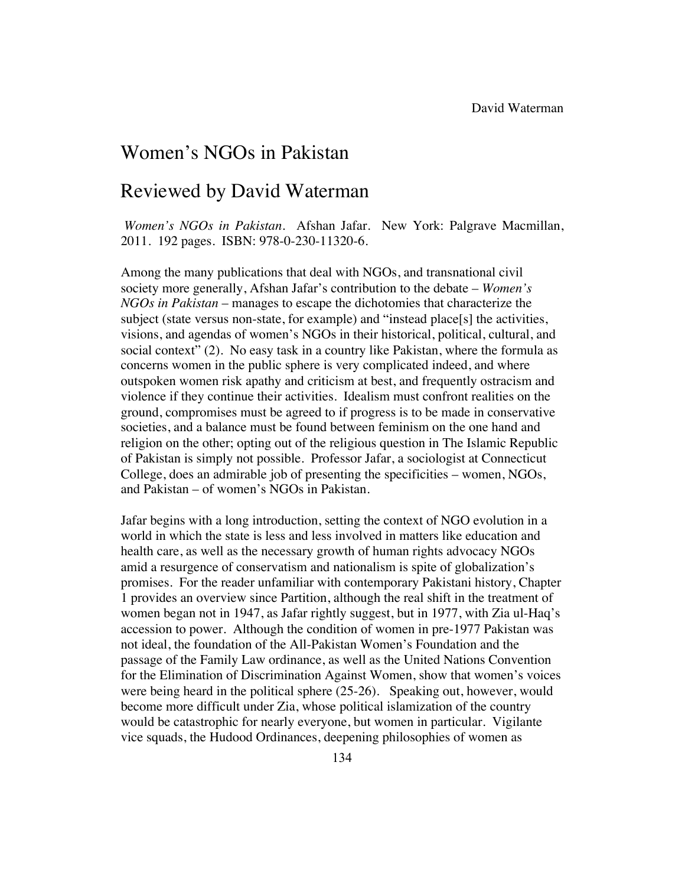# Women's NGOs in Pakistan

## Reviewed by David Waterman

*Women's NGOs in Pakistan*. Afshan Jafar. New York: Palgrave Macmillan, 2011. 192 pages. ISBN: 978-0-230-11320-6.

Among the many publications that deal with NGOs, and transnational civil society more generally, Afshan Jafar's contribution to the debate – *Women's NGOs in Pakistan* – manages to escape the dichotomies that characterize the subject (state versus non-state, for example) and "instead place[s] the activities, visions, and agendas of women's NGOs in their historical, political, cultural, and social context" (2). No easy task in a country like Pakistan, where the formula as concerns women in the public sphere is very complicated indeed, and where outspoken women risk apathy and criticism at best, and frequently ostracism and violence if they continue their activities. Idealism must confront realities on the ground, compromises must be agreed to if progress is to be made in conservative societies, and a balance must be found between feminism on the one hand and religion on the other; opting out of the religious question in The Islamic Republic of Pakistan is simply not possible. Professor Jafar, a sociologist at Connecticut College, does an admirable job of presenting the specificities – women, NGOs, and Pakistan – of women's NGOs in Pakistan.

Jafar begins with a long introduction, setting the context of NGO evolution in a world in which the state is less and less involved in matters like education and health care, as well as the necessary growth of human rights advocacy NGOs amid a resurgence of conservatism and nationalism is spite of globalization's promises. For the reader unfamiliar with contemporary Pakistani history, Chapter 1 provides an overview since Partition, although the real shift in the treatment of women began not in 1947, as Jafar rightly suggest, but in 1977, with Zia ul-Haq's accession to power. Although the condition of women in pre-1977 Pakistan was not ideal, the foundation of the All-Pakistan Women's Foundation and the passage of the Family Law ordinance, as well as the United Nations Convention for the Elimination of Discrimination Against Women, show that women's voices were being heard in the political sphere (25-26). Speaking out, however, would become more difficult under Zia, whose political islamization of the country would be catastrophic for nearly everyone, but women in particular. Vigilante vice squads, the Hudood Ordinances, deepening philosophies of women as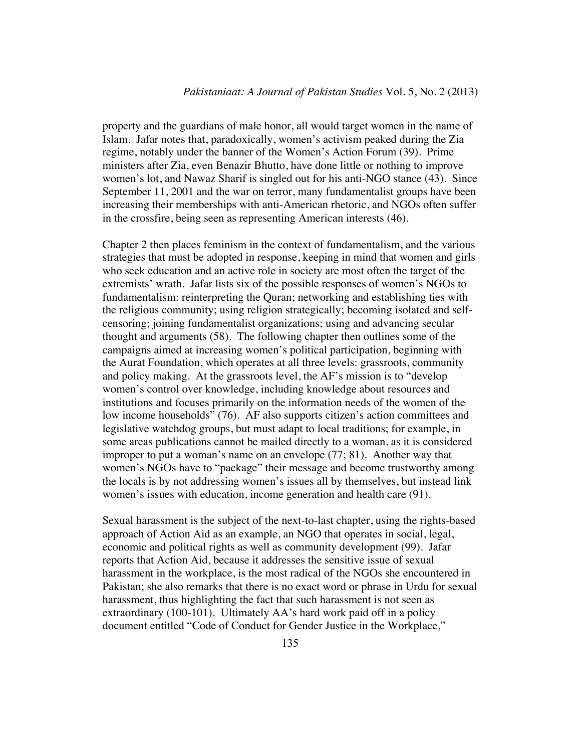property and the guardians of male honor, all would target women in the name of Islam. Jafar notes that, paradoxically, women's activism peaked during the Zia regime, notably under the banner of the Women's Action Forum (39). Prime ministers after Zia, even Benazir Bhutto, have done little or nothing to improve women's lot, and Nawaz Sharif is singled out for his anti-NGO stance (43). Since September 11, 2001 and the war on terror, many fundamentalist groups have been increasing their memberships with anti-American rhetoric, and NGOs often suffer in the crossfire, being seen as representing American interests (46).

Chapter 2 then places feminism in the context of fundamentalism, and the various strategies that must be adopted in response, keeping in mind that women and girls who seek education and an active role in society are most often the target of the extremists' wrath. Jafar lists six of the possible responses of women's NGOs to fundamentalism: reinterpreting the Quran; networking and establishing ties with the religious community; using religion strategically; becoming isolated and self-censoring; joining fundamentalist organizations; using and advancing secular thought and arguments (58). The following chapter then outlines some of the campaigns aimed at increasing women's political participation, beginning with the Aurat Foundation, which operates at all three levels: grassroots, community and policy making. At the grassroots level, the AF's mission is to "develop women's control over knowledge, including knowledge about resources and institutions and focuses primarily on the information needs of the women of the low income households" (76). AF also supports citizen's action committees and legislative watchdog groups, but must adapt to local traditions; for example, in some areas publications cannot be mailed directly to a woman, as it is considered improper to put a woman's name on an envelope (77; 81). Another way that women's NGOs have to "package" their message and become trustworthy among the locals is by not addressing women's issues all by themselves, but instead link women's issues with education, income generation and health care (91).

Sexual harassment is the subject of the next-to-last chapter, using the rights-based approach of Action Aid as an example, an NGO that operates in social, legal, economic and political rights as well as community development (99). Jafar reports that Action Aid, because it addresses the sensitive issue of sexual harassment in the workplace, is the most radical of the NGOs she encountered in Pakistan; she also remarks that there is no exact word or phrase in Urdu for sexual harassment, thus highlighting the fact that such harassment is not seen as extraordinary (100-101). Ultimately AA's hard work paid off in a policy document entitled "Code of Conduct for Gender Justice in the Workplace,"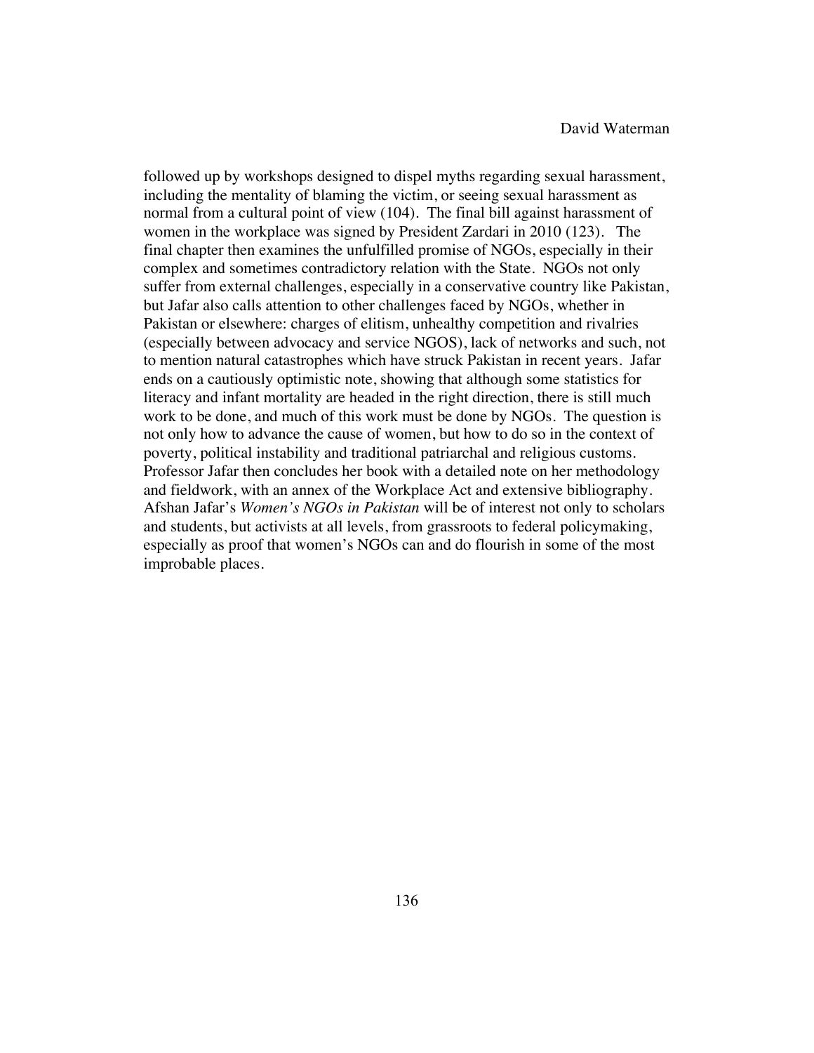followed up by workshops designed to dispel myths regarding sexual harassment, including the mentality of blaming the victim, or seeing sexual harassment as normal from a cultural point of view (104). The final bill against harassment of women in the workplace was signed by President Zardari in 2010 (123). The final chapter then examines the unfulfilled promise of NGOs, especially in their complex and sometimes contradictory relation with the State. NGOs not only suffer from external challenges, especially in a conservative country like Pakistan, but Jafar also calls attention to other challenges faced by NGOs, whether in Pakistan or elsewhere: charges of elitism, unhealthy competition and rivalries (especially between advocacy and service NGOS), lack of networks and such, not to mention natural catastrophes which have struck Pakistan in recent years. Jafar ends on a cautiously optimistic note, showing that although some statistics for literacy and infant mortality are headed in the right direction, there is still much work to be done, and much of this work must be done by NGOs. The question is not only how to advance the cause of women, but how to do so in the context of poverty, political instability and traditional patriarchal and religious customs. Professor Jafar then concludes her book with a detailed note on her methodology and fieldwork, with an annex of the Workplace Act and extensive bibliography. Afshan Jafar's *Women's NGOs in Pakistan* will be of interest not only to scholars and students, but activists at all levels, from grassroots to federal policymaking, especially as proof that women's NGOs can and do flourish in some of the most improbable places.